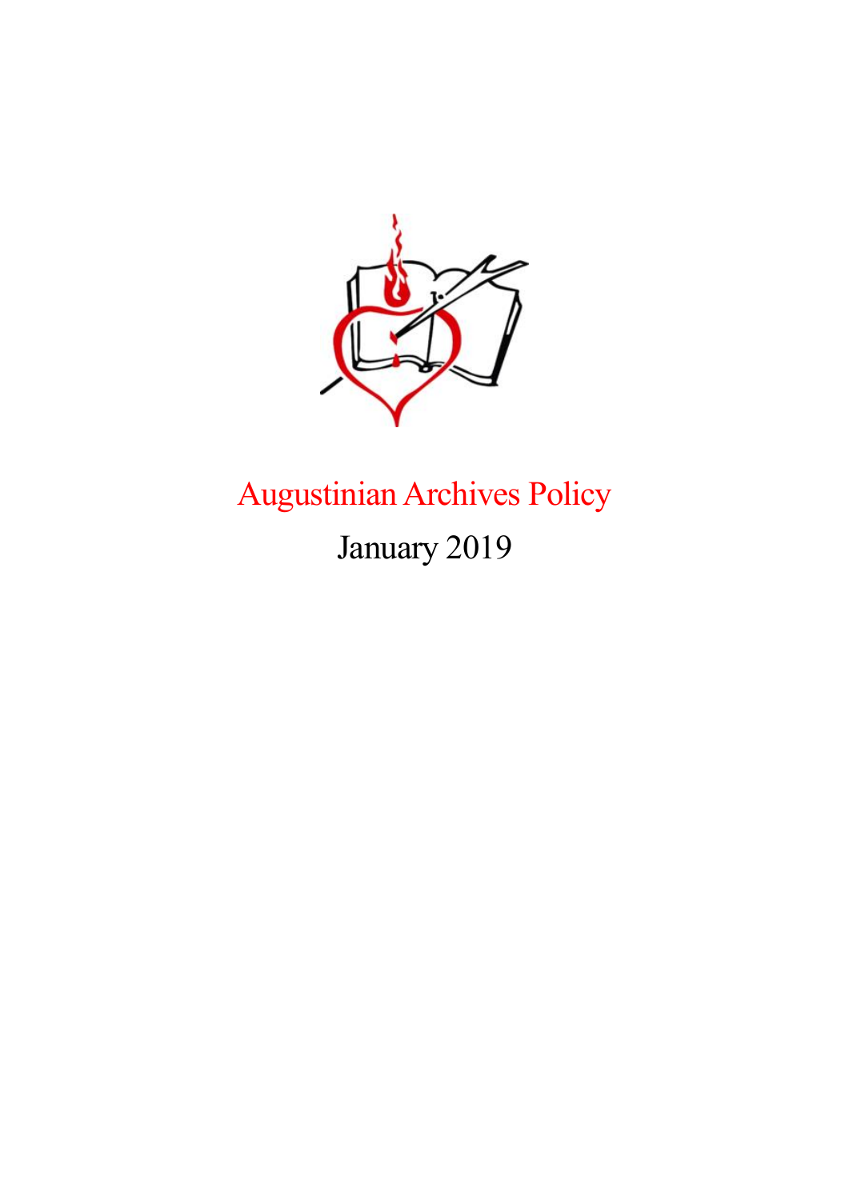# Augustinian Archives Policy

January 2019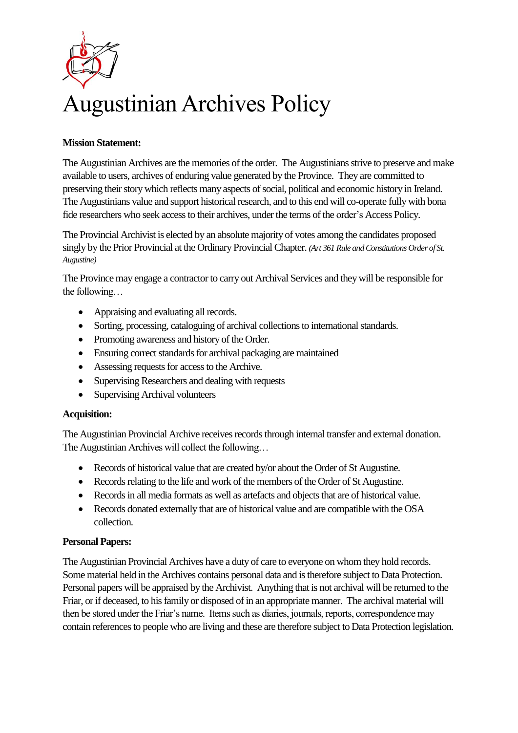# Augustinian Archives Policy

**Mission Statement:**

The Augustinian Archives are the memories of the order. The Augustinians strive to preserve and make available to users, archives of enduring value generated by the Province. They are committed to preserving their story which reflects many aspects of social, political and economic history in Ireland. The Augustinians value and support historical research, and to this end will co-operate fully with bona fide researchers who seek access to their archives, under the terms of the order's Access Policy.

The Provincial Archivist is elected by an absolute majority of votes among the candidates proposed singly by the Prior Provincial at the Ordinary Provincial Chapter. *(Art 361 Rule and Constitutions Order of St. Augustine)*

The Province may engage a contractor to carry out Archival Services and they will be responsible for the following…

- Appraising and evaluating all records.
- Sorting, processing, cataloguing of archival collections to international standards.
- Promoting awareness and history of the Order.
- Ensuring correct standards for archival packaging are maintained
- Assessing requests for access to the Archive.
- Supervising Researchers and dealing with requests
- Supervising Archival volunteers

**Acquisition:**

The Augustinian Provincial Archive receives records through internal transfer and external donation. The Augustinian Archives will collect the following…

- Records of historical value that are created by/or about the Order of St Augustine.
- Records relating to the life and work of the members of the Order of St Augustine.
- Records in all media formats as well as artefacts and objects that are of historical value.
- Records donated externally that are of historical value and are compatible with the OSA collection.

**Personal Papers:**

The Augustinian Provincial Archives have a duty of care to everyone on whom they hold records. Some material held in the Archives contains personal data and is therefore subject to Data Protection. Personal papers will be appraised by the Archivist. Anything that is not archival will be returned to the Friar, or if deceased, to his family or disposed of in an appropriate manner. The archival material will then be stored under the Friar's name. Items such as diaries, journals, reports, correspondence may contain references to people who are living and these are therefore subject to Data Protection legislation.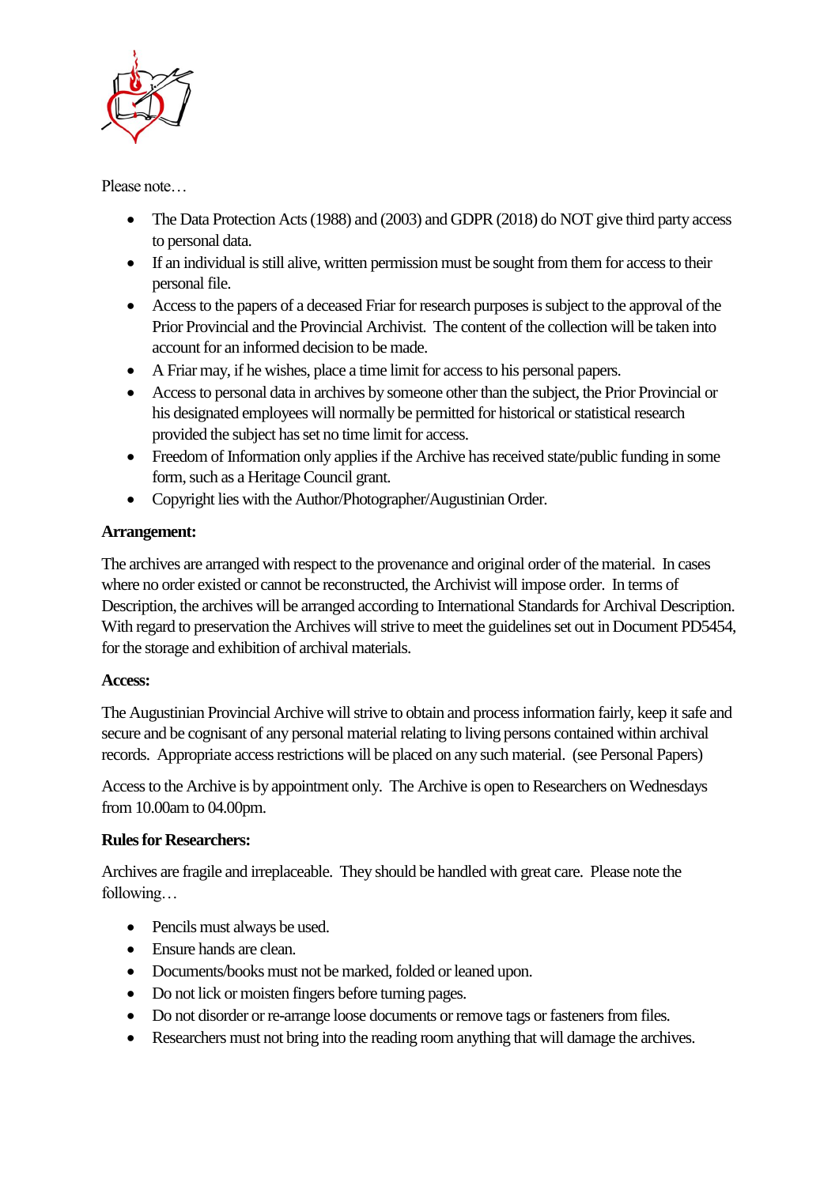Please note…

- The Data Protection Acts (1988) and (2003) and GDPR (2018) do NOT give third party access to personal data.
- If an individual is still alive, written permission must be sought from them for access to their personal file.
- Access to the papers of a deceased Friar for research purposes is subject to the approval of the Prior Provincial and the Provincial Archivist. The content of the collection will be taken into account for an informed decision to be made.
- A Friar may, if he wishes, place a time limit for access to his personal papers.
- Access to personal data in archives by someone other than the subject, the Prior Provincial or his designated employees will normally be permitted for historical or statistical research provided the subject has set no time limit for access.
- Freedom of Information only applies if the Archive has received state/public funding in some form, such as a Heritage Council grant.
- Copyright lies with the Author/Photographer/Augustinian Order.

**Arrangement:**

The archives are arranged with respect to the provenance and original order of the material. In cases where no order existed or cannot be reconstructed, the Archivist will impose order. In terms of Description, the archives will be arranged according to International Standards for Archival Description. With regard to preservation the Archives will strive to meet the guidelines set out in Document PD5454, for the storage and exhibition of archival materials.

**Access:**

The Augustinian Provincial Archive will strive to obtain and process information fairly, keep it safe and secure and be cognisant of any personal material relating to living persons contained within archival records. Appropriate access restrictions will be placed on any such material. (see Personal Papers)

Access to the Archive is by appointment only. The Archive is open to Researchers on Wednesdays from 10.00am to 04.00pm.

**Rules for Researchers:**

Archives are fragile and irreplaceable. They should be handled with great care. Please note the following…

- Pencils must always be used.
- Ensure hands are clean.
- Documents/books must not be marked, folded or leaned upon.
- Do not lick or moisten fingers before turning pages.
- Do not disorder or re-arrange loose documents or remove tags or fasteners from files.
- Researchers must not bring into the reading room anything that will damage the archives.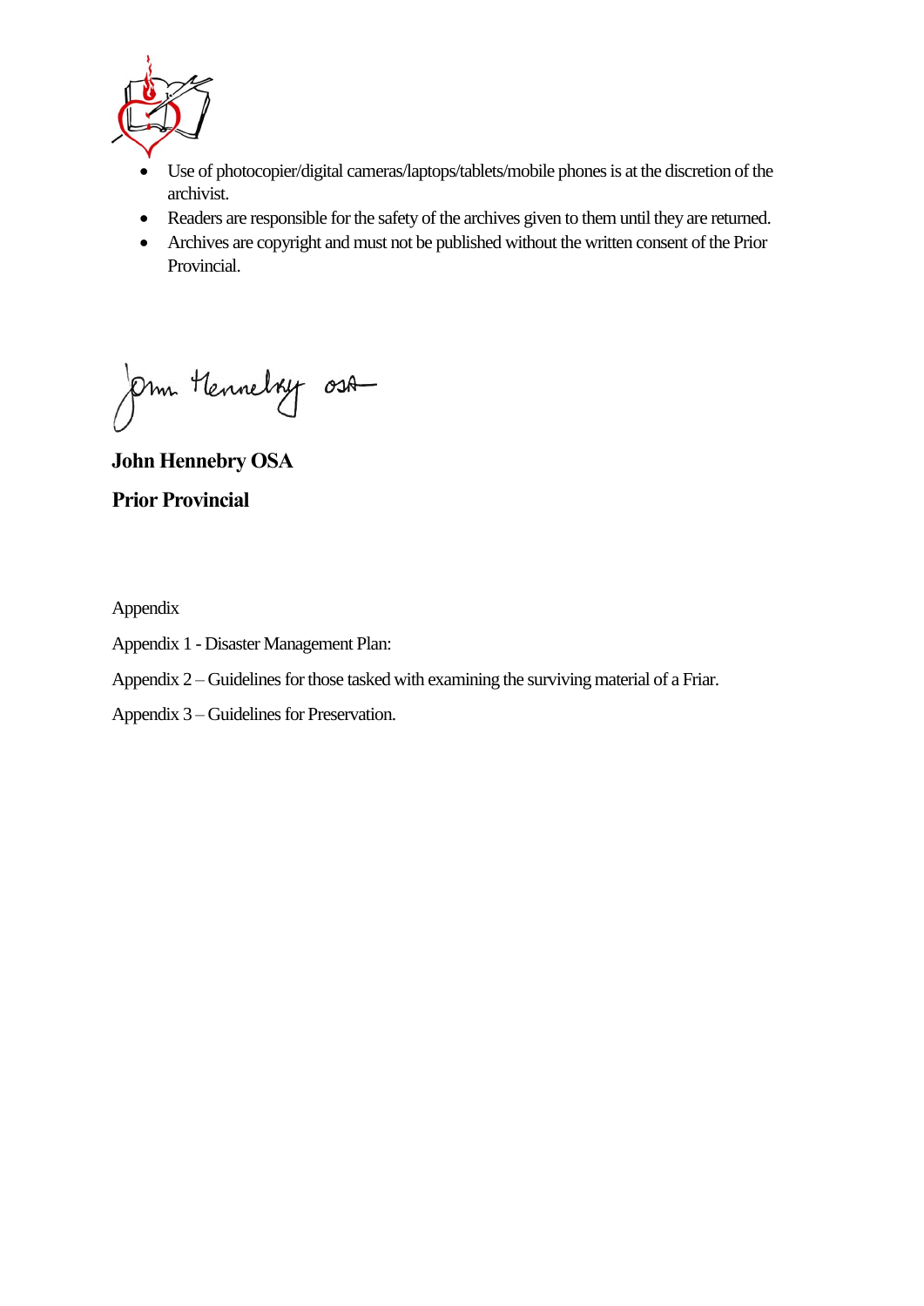- Use of photocopier/digital cameras/laptops/tablets/mobile phones is at the discretion of the archivist.
- Readers are responsible for the safety of the archives given to them until they are returned.
- Archives are copyright and must not be published without the written consent of the Prior Provincial.

John Hennebry OSA

**John Hennebry OSA**

**Prior Provincial**

Appendix

Appendix 1 - Disaster Management Plan:

Appendix 2 – Guidelines for those tasked with examining the surviving material of a Friar.

Appendix 3 – Guidelines for Preservation.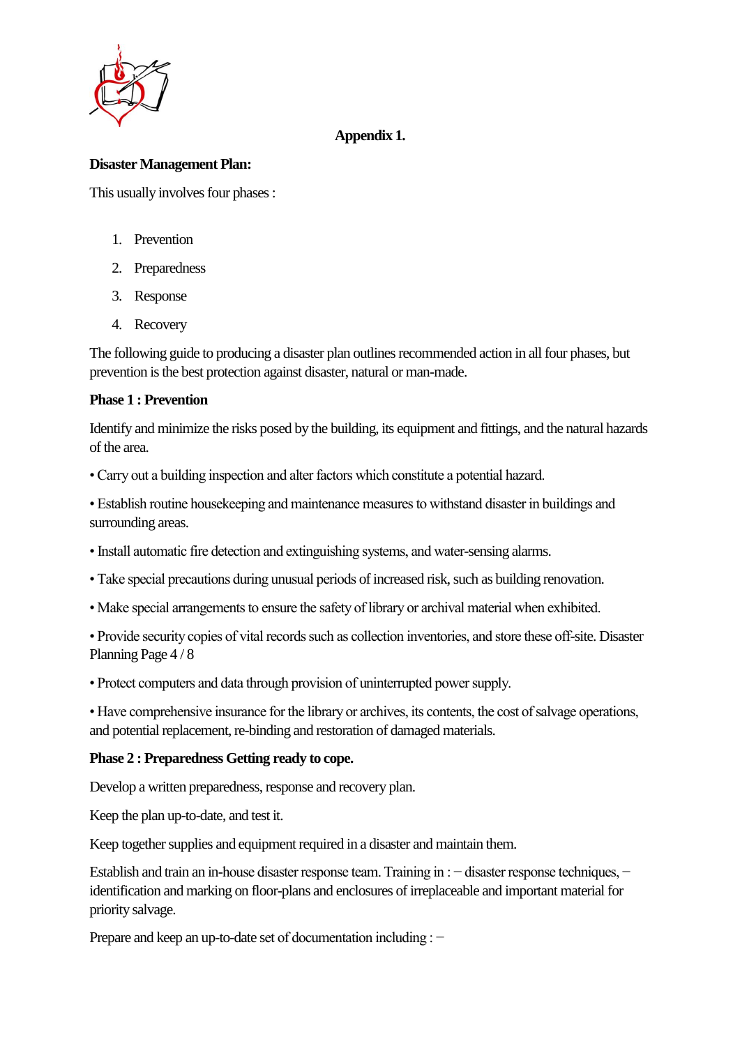**Appendix 1.**

**Disaster Management Plan:**

This usually involves four phases :

1. Prevention
2. Preparedness
3. Response
4. Recovery

The following guide to producing a disaster plan outlines recommended action in all four phases, but prevention is the best protection against disaster, natural or man-made.

**Phase 1 : Prevention**

Identify and minimize the risks posed by the building, its equipment and fittings, and the natural hazards of the area.

• Carry out a building inspection and alter factors which constitute a potential hazard.

• Establish routine housekeeping and maintenance measures to withstand disaster in buildings and surrounding areas.

• Install automatic fire detection and extinguishing systems, and water-sensing alarms.

• Take special precautions during unusual periods of increased risk, such as building renovation.

• Make special arrangements to ensure the safety of library or archival material when exhibited.

• Provide security copies of vital records such as collection inventories, and store these off-site. Disaster Planning Page 4 / 8

• Protect computers and data through provision of uninterrupted power supply.

• Have comprehensive insurance for the library or archives, its contents, the cost of salvage operations, and potential replacement, re-binding and restoration of damaged materials.

**Phase 2 : Preparedness Getting ready to cope.**

Develop a written preparedness, response and recovery plan.

Keep the plan up-to-date, and test it.

Keep together supplies and equipment required in a disaster and maintain them.

Establish and train an in-house disaster response team. Training in : − disaster response techniques, − identification and marking on floor-plans and enclosures of irreplaceable and important material for priority salvage.

Prepare and keep an up-to-date set of documentation including : −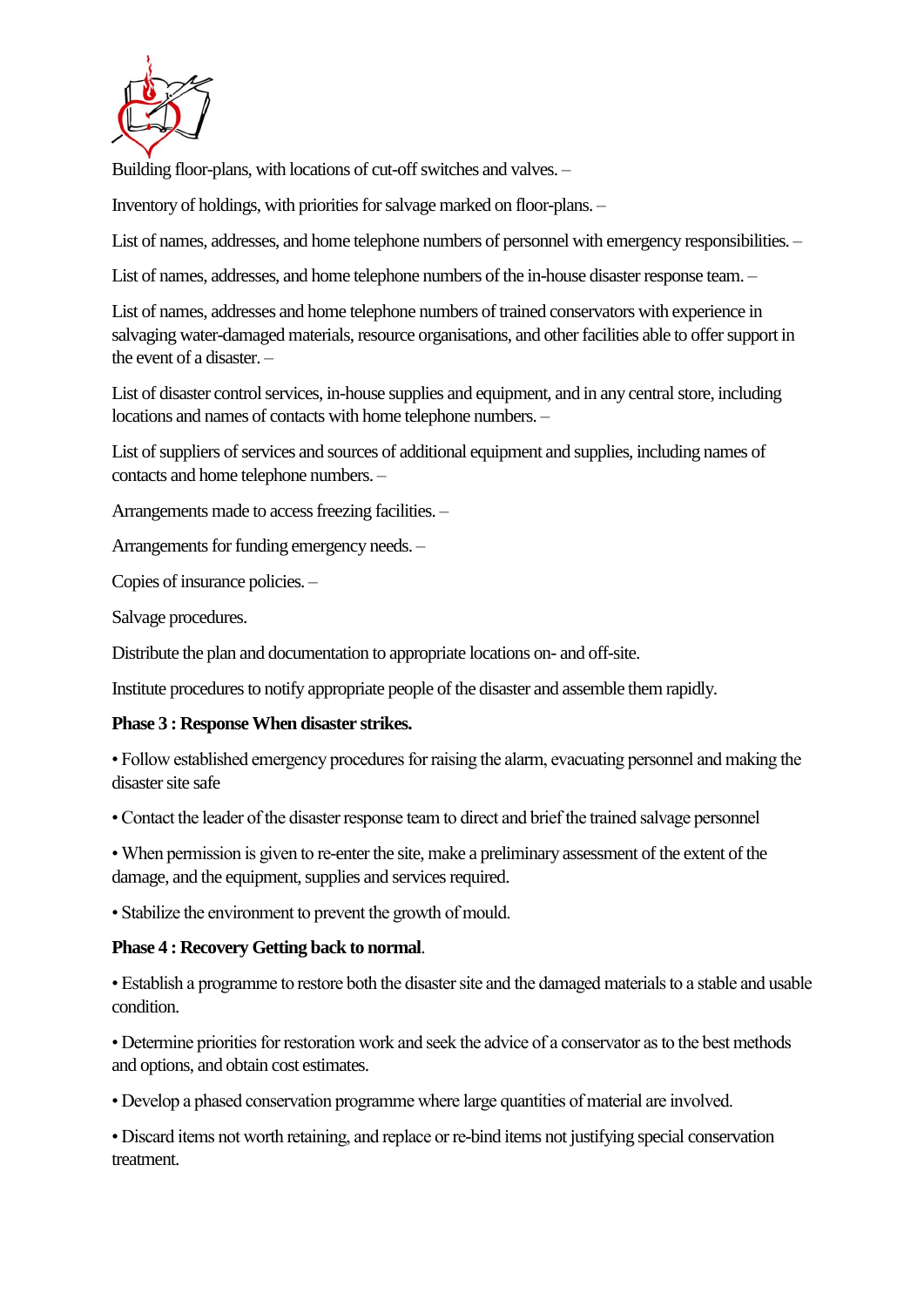Building floor-plans, with locations of cut-off switches and valves. –

Inventory of holdings, with priorities for salvage marked on floor-plans. –

List of names, addresses, and home telephone numbers of personnel with emergency responsibilities. –

List of names, addresses, and home telephone numbers of the in-house disaster response team. –

List of names, addresses and home telephone numbers of trained conservators with experience in salvaging water-damaged materials, resource organisations, and other facilities able to offer support in the event of a disaster. –

List of disaster control services, in-house supplies and equipment, and in any central store, including locations and names of contacts with home telephone numbers. –

List of suppliers of services and sources of additional equipment and supplies, including names of contacts and home telephone numbers. –

Arrangements made to access freezing facilities. –

Arrangements for funding emergency needs. –

Copies of insurance policies. –

Salvage procedures.

Distribute the plan and documentation to appropriate locations on- and off-site.

Institute procedures to notify appropriate people of the disaster and assemble them rapidly.

**Phase 3 : Response When disaster strikes.**

• Follow established emergency procedures for raising the alarm, evacuating personnel and making the disaster site safe

• Contact the leader of the disaster response team to direct and brief the trained salvage personnel

• When permission is given to re-enter the site, make a preliminary assessment of the extent of the damage, and the equipment, supplies and services required.

• Stabilize the environment to prevent the growth of mould.

**Phase 4 : Recovery Getting back to normal**.

• Establish a programme to restore both the disaster site and the damaged materials to a stable and usable condition.

• Determine priorities for restoration work and seek the advice of a conservator as to the best methods and options, and obtain cost estimates.

• Develop a phased conservation programme where large quantities of material are involved.

• Discard items not worth retaining, and replace or re-bind items not justifying special conservation treatment.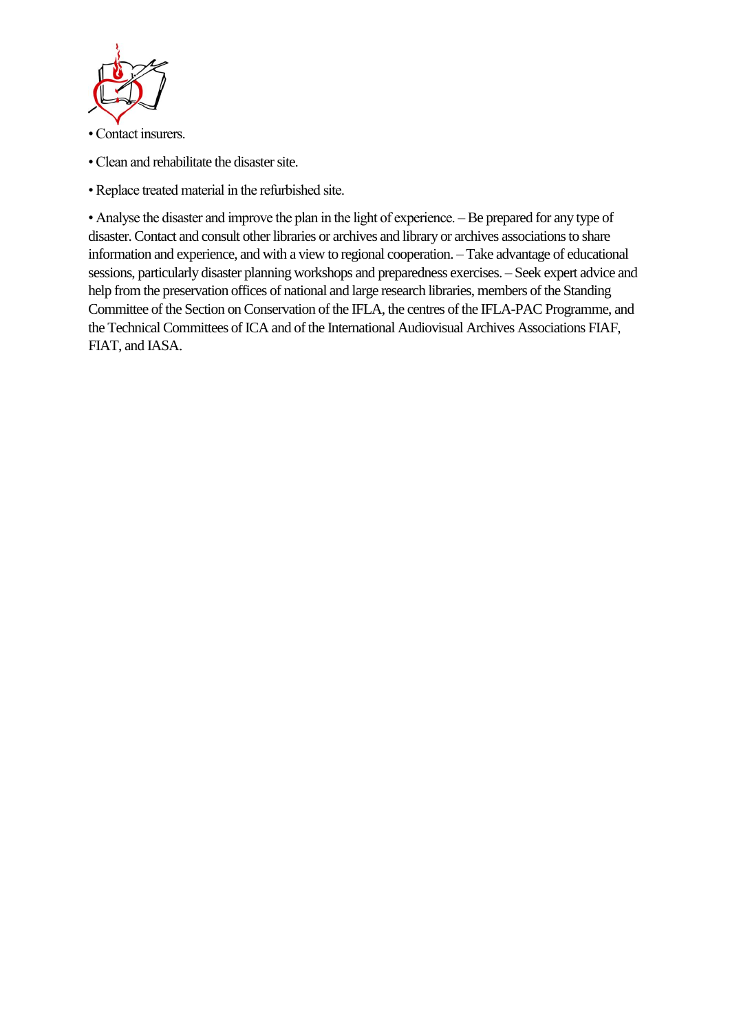- Contact insurers.
- Clean and rehabilitate the disaster site.
- Replace treated material in the refurbished site.
- Analyse the disaster and improve the plan in the light of experience. – Be prepared for any type of disaster. Contact and consult other libraries or archives and library or archives associations to share information and experience, and with a view to regional cooperation. – Take advantage of educational sessions, particularly disaster planning workshops and preparedness exercises. – Seek expert advice and help from the preservation offices of national and large research libraries, members of the Standing Committee of the Section on Conservation of the IFLA, the centres of the IFLA-PAC Programme, and the Technical Committees of ICA and of the International Audiovisual Archives Associations FIAF, FIAT, and IASA.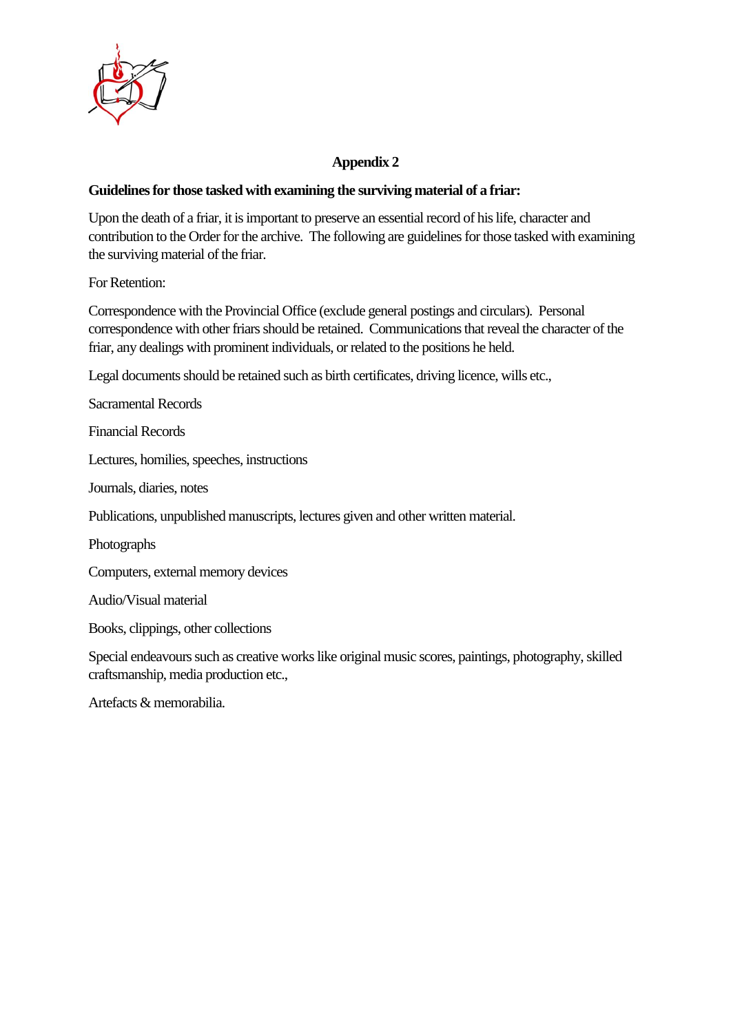## Appendix 2

**Guidelines for those tasked with examining the surviving material of a friar:**

Upon the death of a friar, it is important to preserve an essential record of his life, character and contribution to the Order for the archive. The following are guidelines for those tasked with examining the surviving material of the friar.

For Retention:

Correspondence with the Provincial Office (exclude general postings and circulars). Personal correspondence with other friars should be retained. Communications that reveal the character of the friar, any dealings with prominent individuals, or related to the positions he held.

Legal documents should be retained such as birth certificates, driving licence, wills etc.,

Sacramental Records

Financial Records

Lectures, homilies, speeches, instructions

Journals, diaries, notes

Publications, unpublished manuscripts, lectures given and other written material.

Photographs

Computers, external memory devices

Audio/Visual material

Books, clippings, other collections

Special endeavours such as creative works like original music scores, paintings, photography, skilled craftsmanship, media production etc.,

Artefacts & memorabilia.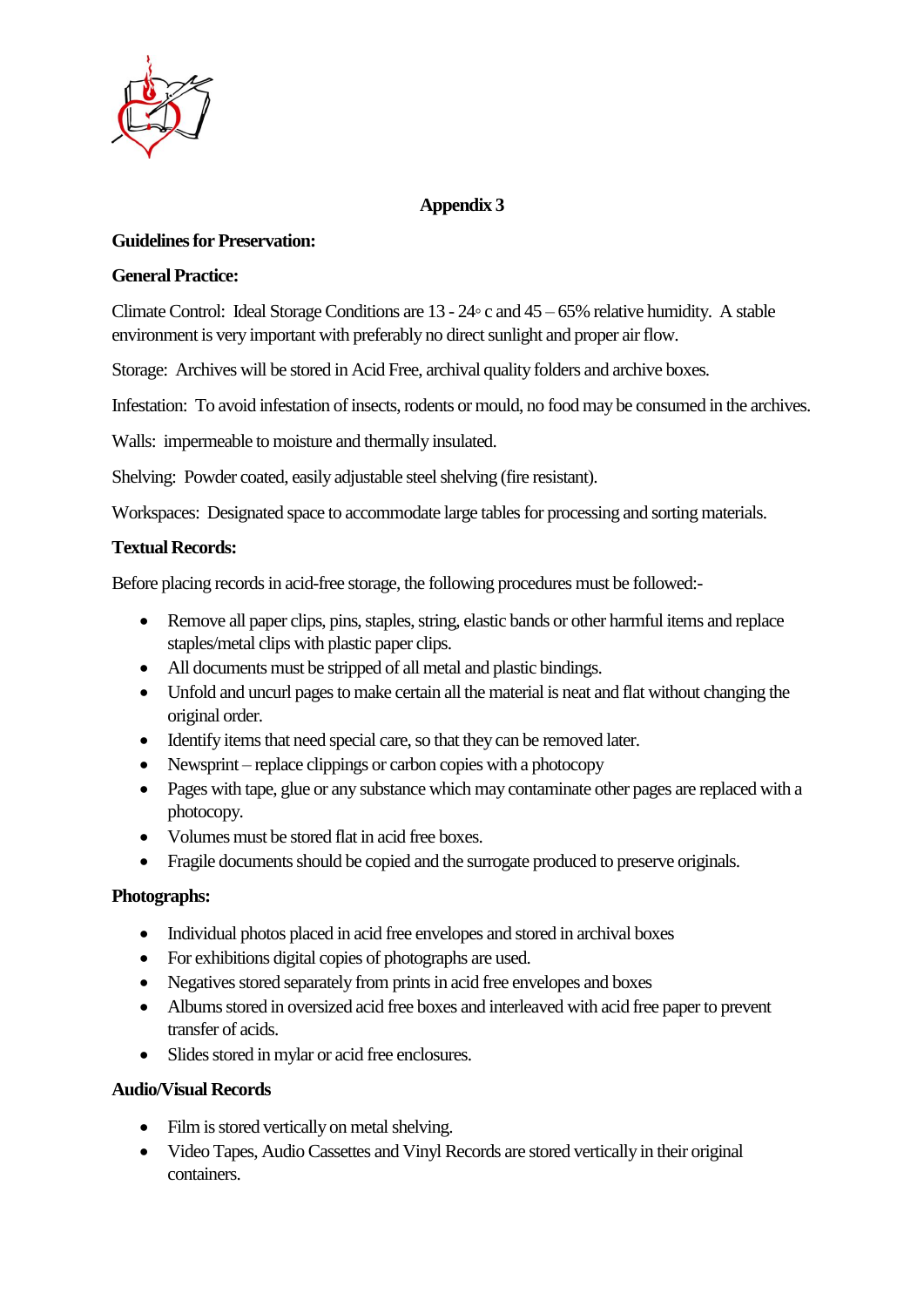## Appendix 3

**Guidelines for Preservation:**

**General Practice:**

Climate Control: Ideal Storage Conditions are 13 - 24◦ c and 45 – 65% relative humidity. A stable environment is very important with preferably no direct sunlight and proper air flow.

Storage: Archives will be stored in Acid Free, archival quality folders and archive boxes.

Infestation: To avoid infestation of insects, rodents or mould, no food may be consumed in the archives.

Walls: impermeable to moisture and thermally insulated.

Shelving: Powder coated, easily adjustable steel shelving (fire resistant).

Workspaces: Designated space to accommodate large tables for processing and sorting materials.

**Textual Records:**

Before placing records in acid-free storage, the following procedures must be followed:-

- Remove all paper clips, pins, staples, string, elastic bands or other harmful items and replace staples/metal clips with plastic paper clips.
- All documents must be stripped of all metal and plastic bindings.
- Unfold and uncurl pages to make certain all the material is neat and flat without changing the original order.
- Identify items that need special care, so that they can be removed later.
- Newsprint – replace clippings or carbon copies with a photocopy
- Pages with tape, glue or any substance which may contaminate other pages are replaced with a photocopy.
- Volumes must be stored flat in acid free boxes.
- Fragile documents should be copied and the surrogate produced to preserve originals.

**Photographs:**

- Individual photos placed in acid free envelopes and stored in archival boxes
- For exhibitions digital copies of photographs are used.
- Negatives stored separately from prints in acid free envelopes and boxes
- Albums stored in oversized acid free boxes and interleaved with acid free paper to prevent transfer of acids.
- Slides stored in mylar or acid free enclosures.

**Audio/Visual Records**

- Film is stored vertically on metal shelving.
- Video Tapes, Audio Cassettes and Vinyl Records are stored vertically in their original containers.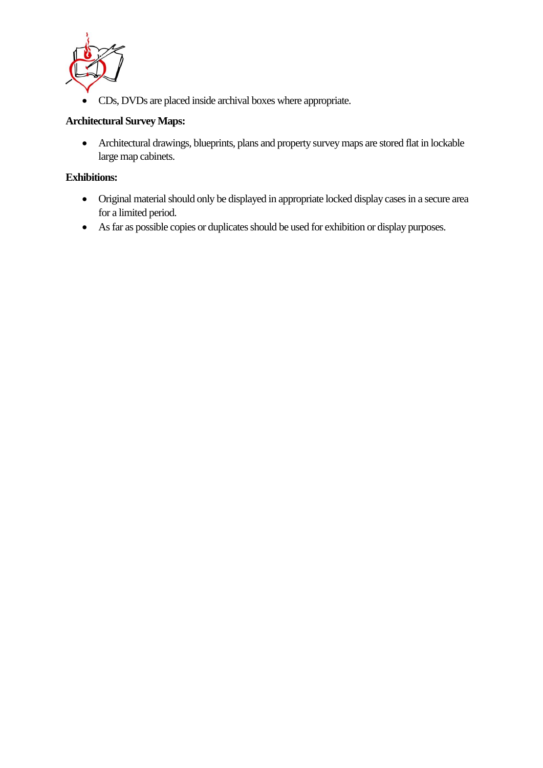- CDs, DVDs are placed inside archival boxes where appropriate.

**Architectural Survey Maps:**

- Architectural drawings, blueprints, plans and property survey maps are stored flat in lockable large map cabinets.

**Exhibitions:**

- Original material should only be displayed in appropriate locked display cases in a secure area for a limited period.
- As far as possible copies or duplicates should be used for exhibition or display purposes.